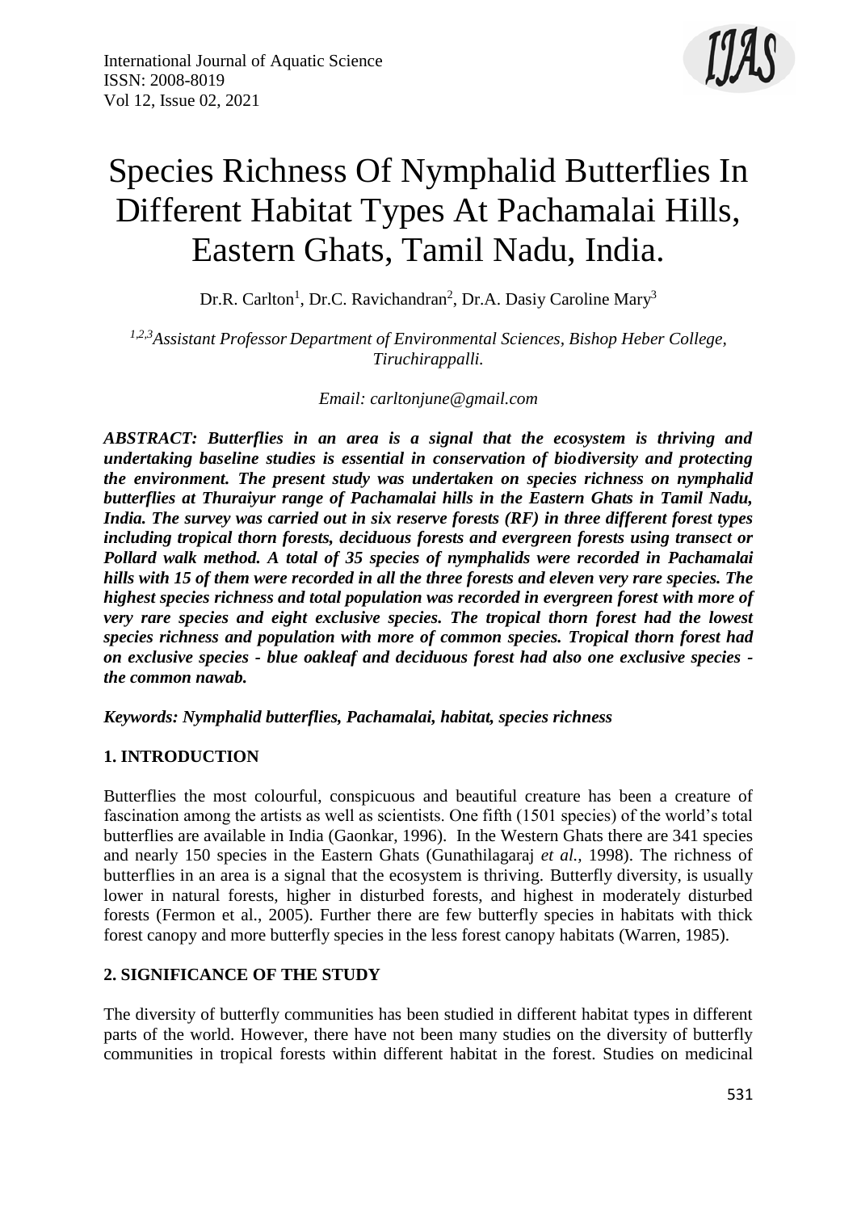# Species Richness Of Nymphalid Butterflies In Different Habitat Types At Pachamalai Hills, Eastern Ghats, Tamil Nadu, India.

Dr.R. Carlton[1], Dr.C. Ravichandran[2], Dr.A. Dasiy Caroline Mary[3]

*[1,2,3]Assistant Professor Department of Environmental Sciences, Bishop Heber College, Tiruchirappalli.*

*Email: carltonjune@gmail.com*

***ABSTRACT: Butterflies in an area is a signal that the ecosystem is thriving and undertaking baseline studies is essential in conservation of biodiversity and protecting the environment. The present study was undertaken on species richness on nymphalid butterflies at Thuraiyur range of Pachamalai hills in the Eastern Ghats in Tamil Nadu, India. The survey was carried out in six reserve forests (RF) in three different forest types including tropical thorn forests, deciduous forests and evergreen forests using transect or Pollard walk method. A total of 35 species of nymphalids were recorded in Pachamalai hills with 15 of them were recorded in all the three forests and eleven very rare species. The highest species richness and total population was recorded in evergreen forest with more of very rare species and eight exclusive species. The tropical thorn forest had the lowest species richness and population with more of common species. Tropical thorn forest had on exclusive species - blue oakleaf and deciduous forest had also one exclusive species - the common nawab.***

***Keywords: Nymphalid butterflies, Pachamalai, habitat, species richness***

## 1. INTRODUCTION

Butterflies the most colourful, conspicuous and beautiful creature has been a creature of fascination among the artists as well as scientists. One fifth (1501 species) of the world's total butterflies are available in India (Gaonkar, 1996). In the Western Ghats there are 341 species and nearly 150 species in the Eastern Ghats (Gunathilagaraj *et al.,* 1998). The richness of butterflies in an area is a signal that the ecosystem is thriving. Butterfly diversity, is usually lower in natural forests, higher in disturbed forests, and highest in moderately disturbed forests (Fermon et al., 2005). Further there are few butterfly species in habitats with thick forest canopy and more butterfly species in the less forest canopy habitats (Warren, 1985).

## 2. SIGNIFICANCE OF THE STUDY

The diversity of butterfly communities has been studied in different habitat types in different parts of the world. However, there have not been many studies on the diversity of butterfly communities in tropical forests within different habitat in the forest. Studies on medicinal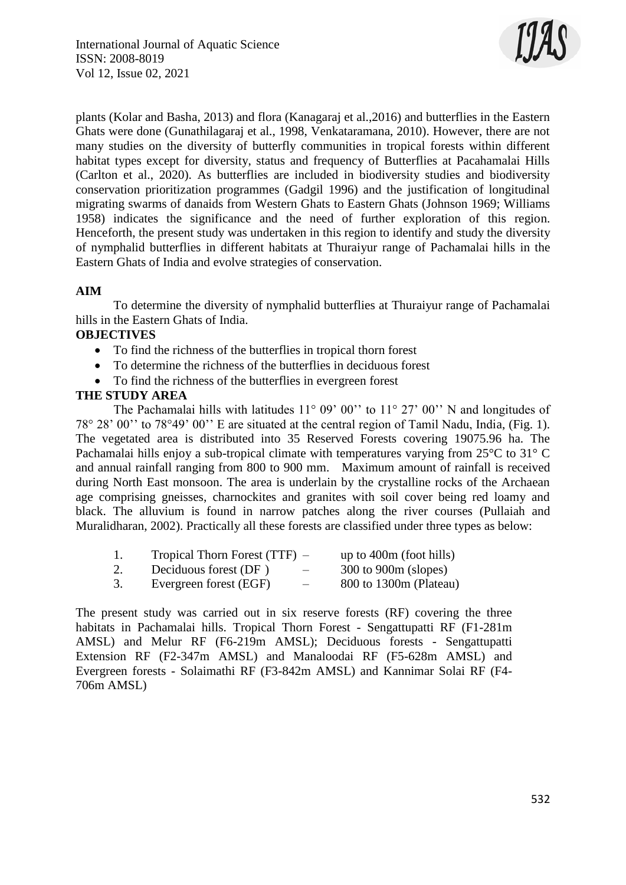plants (Kolar and Basha, 2013) and flora (Kanagaraj et al.,2016) and butterflies in the Eastern Ghats were done (Gunathilagaraj et al., 1998, Venkataramana, 2010). However, there are not many studies on the diversity of butterfly communities in tropical forests within different habitat types except for diversity, status and frequency of Butterflies at Pacahamalai Hills (Carlton et al., 2020). As butterflies are included in biodiversity studies and biodiversity conservation prioritization programmes (Gadgil 1996) and the justification of longitudinal migrating swarms of danaids from Western Ghats to Eastern Ghats (Johnson 1969; Williams 1958) indicates the significance and the need of further exploration of this region. Henceforth, the present study was undertaken in this region to identify and study the diversity of nymphalid butterflies in different habitats at Thuraiyur range of Pachamalai hills in the Eastern Ghats of India and evolve strategies of conservation.

## AIM

To determine the diversity of nymphalid butterflies at Thuraiyur range of Pachamalai hills in the Eastern Ghats of India.

## OBJECTIVES

- To find the richness of the butterflies in tropical thorn forest
- To determine the richness of the butterflies in deciduous forest
- To find the richness of the butterflies in evergreen forest

## THE STUDY AREA

The Pachamalai hills with latitudes 11° 09' 00'' to 11° 27' 00'' N and longitudes of 78° 28' 00'' to 78°49' 00'' E are situated at the central region of Tamil Nadu, India, (Fig. 1). The vegetated area is distributed into 35 Reserved Forests covering 19075.96 ha. The Pachamalai hills enjoy a sub-tropical climate with temperatures varying from 25°C to 31° C and annual rainfall ranging from 800 to 900 mm. Maximum amount of rainfall is received during North East monsoon. The area is underlain by the crystalline rocks of the Archaean age comprising gneisses, charnockites and granites with soil cover being red loamy and black. The alluvium is found in narrow patches along the river courses (Pullaiah and Muralidharan, 2002). Practically all these forests are classified under three types as below:

1. Tropical Thorn Forest (TTF) – up to 400m (foot hills)
2. Deciduous forest (DF ) – 300 to 900m (slopes)
3. Evergreen forest (EGF) – 800 to 1300m (Plateau)

The present study was carried out in six reserve forests (RF) covering the three habitats in Pachamalai hills. Tropical Thorn Forest - Sengattupatti RF (F1-281m AMSL) and Melur RF (F6-219m AMSL); Deciduous forests - Sengattupatti Extension RF (F2-347m AMSL) and Manaloodai RF (F5-628m AMSL) and Evergreen forests - Solaimathi RF (F3-842m AMSL) and Kannimar Solai RF (F4-706m AMSL)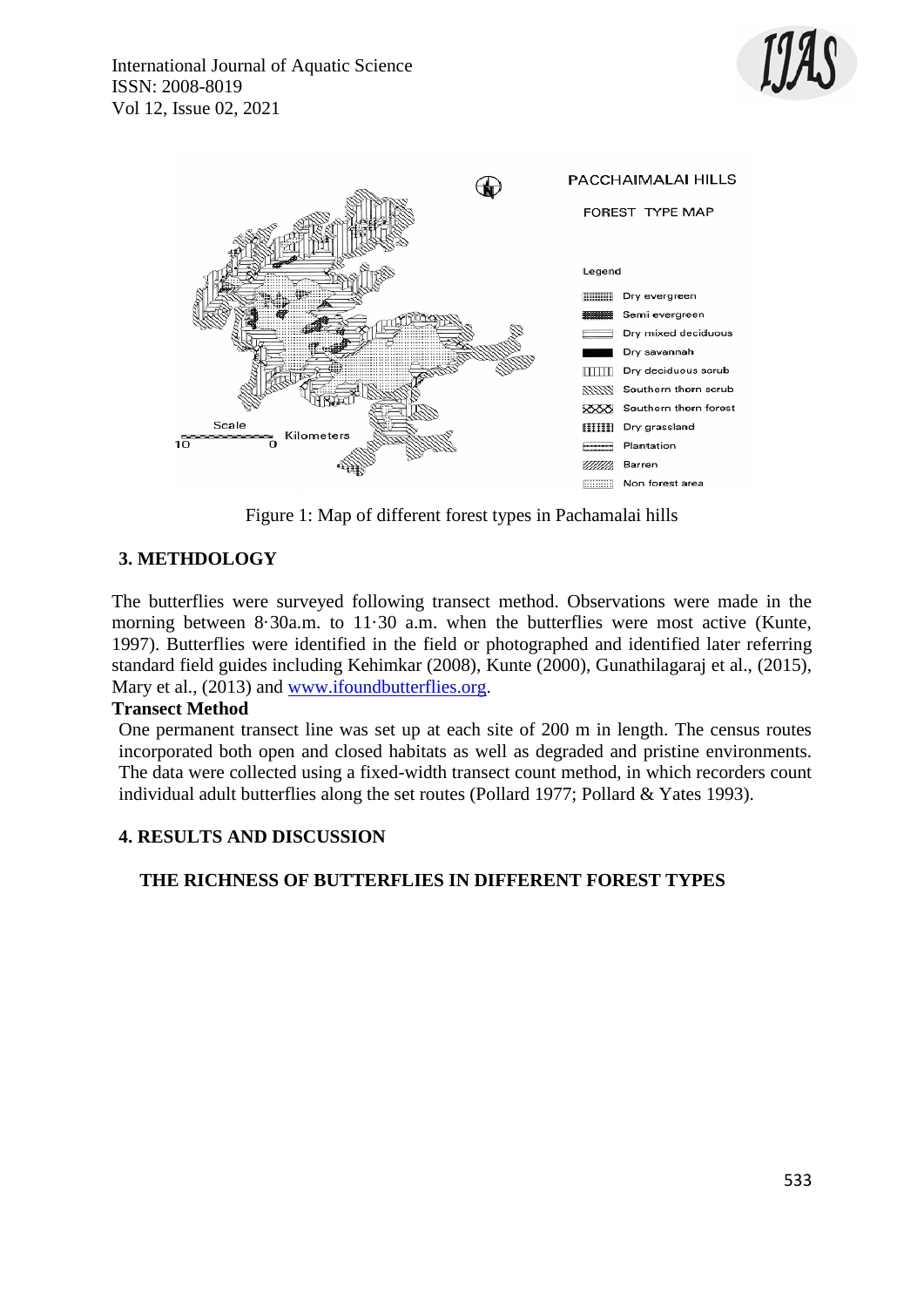Figure 1: Map of different forest types in Pachamalai hills

## 3. METHDOLOGY

The butterflies were surveyed following transect method. Observations were made in the morning between 8·30a.m. to 11·30 a.m. when the butterflies were most active (Kunte, 1997). Butterflies were identified in the field or photographed and identified later referring standard field guides including Kehimkar (2008), Kunte (2000), Gunathilagaraj et al., (2015), Mary et al., (2013) and www.ifoundbutterflies.org.

**Transect Method**

One permanent transect line was set up at each site of 200 m in length. The census routes incorporated both open and closed habitats as well as degraded and pristine environments. The data were collected using a fixed-width transect count method, in which recorders count individual adult butterflies along the set routes (Pollard 1977; Pollard & Yates 1993).

## 4. RESULTS AND DISCUSSION

### THE RICHNESS OF BUTTERFLIES IN DIFFERENT FOREST TYPES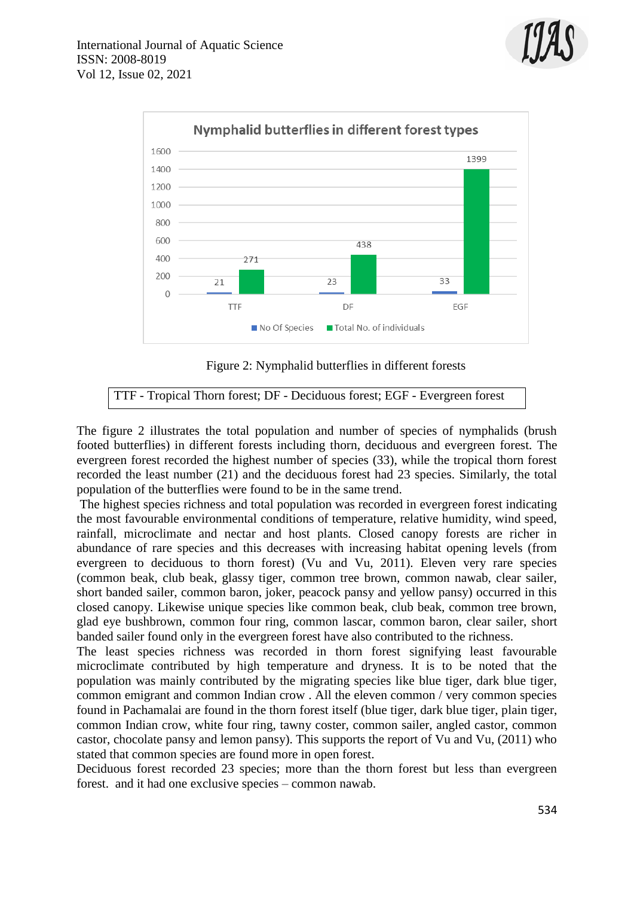Figure 2: Nymphalid butterflies in different forests

TTF - Tropical Thorn forest; DF - Deciduous forest; EGF - Evergreen forest

The figure 2 illustrates the total population and number of species of nymphalids (brush footed butterflies) in different forests including thorn, deciduous and evergreen forest. The evergreen forest recorded the highest number of species (33), while the tropical thorn forest recorded the least number (21) and the deciduous forest had 23 species. Similarly, the total population of the butterflies were found to be in the same trend.

The highest species richness and total population was recorded in evergreen forest indicating the most favourable environmental conditions of temperature, relative humidity, wind speed, rainfall, microclimate and nectar and host plants. Closed canopy forests are richer in abundance of rare species and this decreases with increasing habitat opening levels (from evergreen to deciduous to thorn forest) (Vu and Vu, 2011). Eleven very rare species (common beak, club beak, glassy tiger, common tree brown, common nawab, clear sailer, short banded sailer, common baron, joker, peacock pansy and yellow pansy) occurred in this closed canopy. Likewise unique species like common beak, club beak, common tree brown, glad eye bushbrown, common four ring, common lascar, common baron, clear sailer, short banded sailer found only in the evergreen forest have also contributed to the richness.

The least species richness was recorded in thorn forest signifying least favourable microclimate contributed by high temperature and dryness. It is to be noted that the population was mainly contributed by the migrating species like blue tiger, dark blue tiger, common emigrant and common Indian crow . All the eleven common / very common species found in Pachamalai are found in the thorn forest itself (blue tiger, dark blue tiger, plain tiger, common Indian crow, white four ring, tawny coster, common sailer, angled castor, common castor, chocolate pansy and lemon pansy). This supports the report of Vu and Vu, (2011) who stated that common species are found more in open forest.

Deciduous forest recorded 23 species; more than the thorn forest but less than evergreen forest. and it had one exclusive species – common nawab.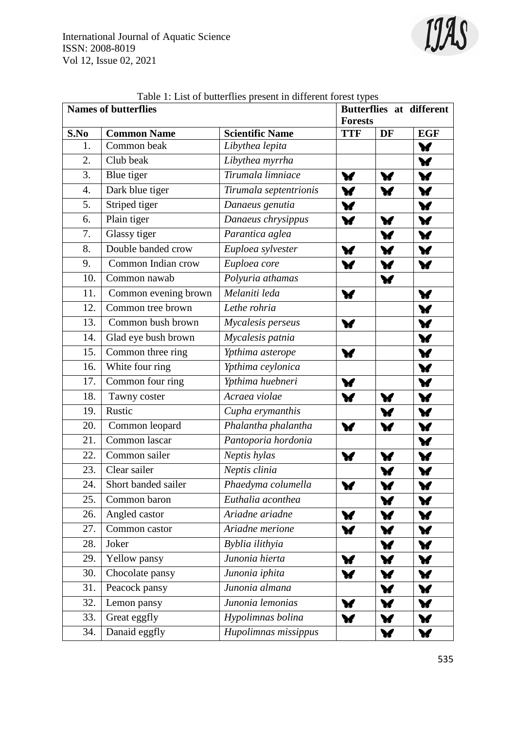Table 1: List of butterflies present in different forest types

| Names of butterflies | | | Butterflies at different Forests | | |
|---|---|---|---|---|---|
| **S.No** | **Common Name** | **Scientific Name** | **TTF** | **DF** | **EGF** |
| 1. | Common beak | *Libythea lepita* | | | 🦋 |
| 2. | Club beak | *Libythea myrrha* | | | 🦋 |
| 3. | Blue tiger | *Tirumala limniace* | 🦋 | 🦋 | 🦋 |
| 4. | Dark blue tiger | *Tirumala septentrionis* | 🦋 | 🦋 | 🦋 |
| 5. | Striped tiger | *Danaeus genutia* | 🦋 | | 🦋 |
| 6. | Plain tiger | *Danaeus chrysippus* | 🦋 | 🦋 | 🦋 |
| 7. | Glassy tiger | *Parantica aglea* | | 🦋 | 🦋 |
| 8. | Double banded crow | *Euploea sylvester* | 🦋 | 🦋 | 🦋 |
| 9. | Common Indian crow | *Euploea core* | 🦋 | 🦋 | 🦋 |
| 10. | Common nawab | *Polyuria athamas* | | 🦋 | |
| 11. | Common evening brown | *Melaniti leda* | 🦋 | | 🦋 |
| 12. | Common tree brown | *Lethe rohria* | | | 🦋 |
| 13. | Common bush brown | *Mycalesis perseus* | 🦋 | | 🦋 |
| 14. | Glad eye bush brown | *Mycalesis patnia* | | | 🦋 |
| 15. | Common three ring | *Ypthima asterope* | 🦋 | | 🦋 |
| 16. | White four ring | *Ypthima ceylonica* | | | 🦋 |
| 17. | Common four ring | *Ypthima huebneri* | 🦋 | | 🦋 |
| 18. | Tawny coster | *Acraea violae* | 🦋 | 🦋 | 🦋 |
| 19. | Rustic | *Cupha erymanthis* | | 🦋 | 🦋 |
| 20. | Common leopard | *Phalantha phalantha* | 🦋 | 🦋 | 🦋 |
| 21. | Common lascar | *Pantoporia hordonia* | | | 🦋 |
| 22. | Common sailer | *Neptis hylas* | 🦋 | 🦋 | 🦋 |
| 23. | Clear sailer | *Neptis clinia* | | 🦋 | 🦋 |
| 24. | Short banded sailer | *Phaedyma columella* | 🦋 | 🦋 | 🦋 |
| 25. | Common baron | *Euthalia aconthea* | | 🦋 | 🦋 |
| 26. | Angled castor | *Ariadne ariadne* | 🦋 | 🦋 | 🦋 |
| 27. | Common castor | *Ariadne merione* | 🦋 | 🦋 | 🦋 |
| 28. | Joker | *Byblia ilithyia* | | 🦋 | 🦋 |
| 29. | Yellow pansy | *Junonia hierta* | 🦋 | 🦋 | 🦋 |
| 30. | Chocolate pansy | *Junonia iphita* | 🦋 | 🦋 | 🦋 |
| 31. | Peacock pansy | *Junonia almana* | | 🦋 | 🦋 |
| 32. | Lemon pansy | *Junonia lemonias* | 🦋 | 🦋 | 🦋 |
| 33. | Great eggfly | *Hypolimnas bolina* | 🦋 | 🦋 | 🦋 |
| 34. | Danaid eggfly | *Hupolimnas missippus* | | 🦋 | 🦋 |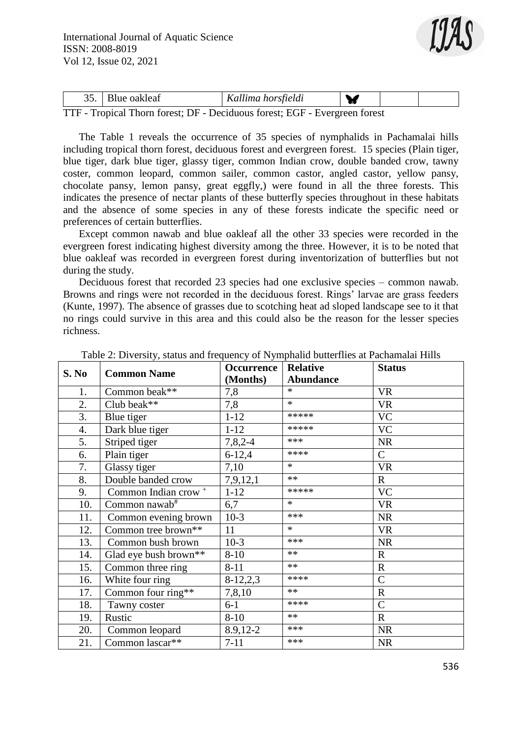| 35. | Blue oaklеaf | *Kallima horsfieldi* | 🦋 | | |
|---|---|---|---|---|---|

TTF - Tropical Thorn forest; DF - Deciduous forest; EGF - Evergreen forest

The Table 1 reveals the occurrence of 35 species of nymphalids in Pachamalai hills including tropical thorn forest, deciduous forest and evergreen forest. 15 species (Plain tiger, blue tiger, dark blue tiger, glassy tiger, common Indian crow, double banded crow, tawny coster, common leopard, common sailer, common castor, angled castor, yellow pansy, chocolate pansy, lemon pansy, great eggfly,) were found in all the three forests. This indicates the presence of nectar plants of these butterfly species throughout in these habitats and the absence of some species in any of these forests indicate the specific need or preferences of certain butterflies.

Except common nawab and blue oakleaf all the other 33 species were recorded in the evergreen forest indicating highest diversity among the three. However, it is to be noted that blue oakleaf was recorded in evergreen forest during inventorization of butterflies but not during the study.

Deciduous forest that recorded 23 species had one exclusive species – common nawab. Browns and rings were not recorded in the deciduous forest. Rings' larvae are grass feeders (Kunte, 1997). The absence of grasses due to scotching heat ad sloped landscape see to it that no rings could survive in this area and this could also be the reason for the lesser species richness.

Table 2: Diversity, status and frequency of Nymphalid butterflies at Pachamalai Hills

| S. No | Common Name | Occurrence (Months) | Relative Abundance | Status |
|---|---|---|---|---|
| 1. | Common beak** | 7,8 | * | VR |
| 2. | Club beak** | 7,8 | * | VR |
| 3. | Blue tiger | 1-12 | ***** | VC |
| 4. | Dark blue tiger | 1-12 | ***** | VC |
| 5. | Striped tiger | 7,8,2-4 | *** | NR |
| 6. | Plain tiger | 6-12,4 | **** | C |
| 7. | Glassy tiger | 7,10 | * | VR |
| 8. | Double banded crow | 7,9,12,1 | ** | R |
| 9. | Common Indian crow [+] | 1-12 | ***** | VC |
| 10. | Common nawab[#] | 6,7 | * | VR |
| 11. | Common evening brown | 10-3 | *** | NR |
| 12. | Common tree brown** | 11 | * | VR |
| 13. | Common bush brown | 10-3 | *** | NR |
| 14. | Glad eye bush brown** | 8-10 | ** | R |
| 15. | Common three ring | 8-11 | ** | R |
| 16. | White four ring | 8-12,2,3 | **** | C |
| 17. | Common four ring** | 7,8,10 | ** | R |
| 18. | Tawny coster | 6-1 | **** | C |
| 19. | Rustic | 8-10 | ** | R |
| 20. | Common leopard | 8.9,12-2 | *** | NR |
| 21. | Common lascar** | 7-11 | *** | NR |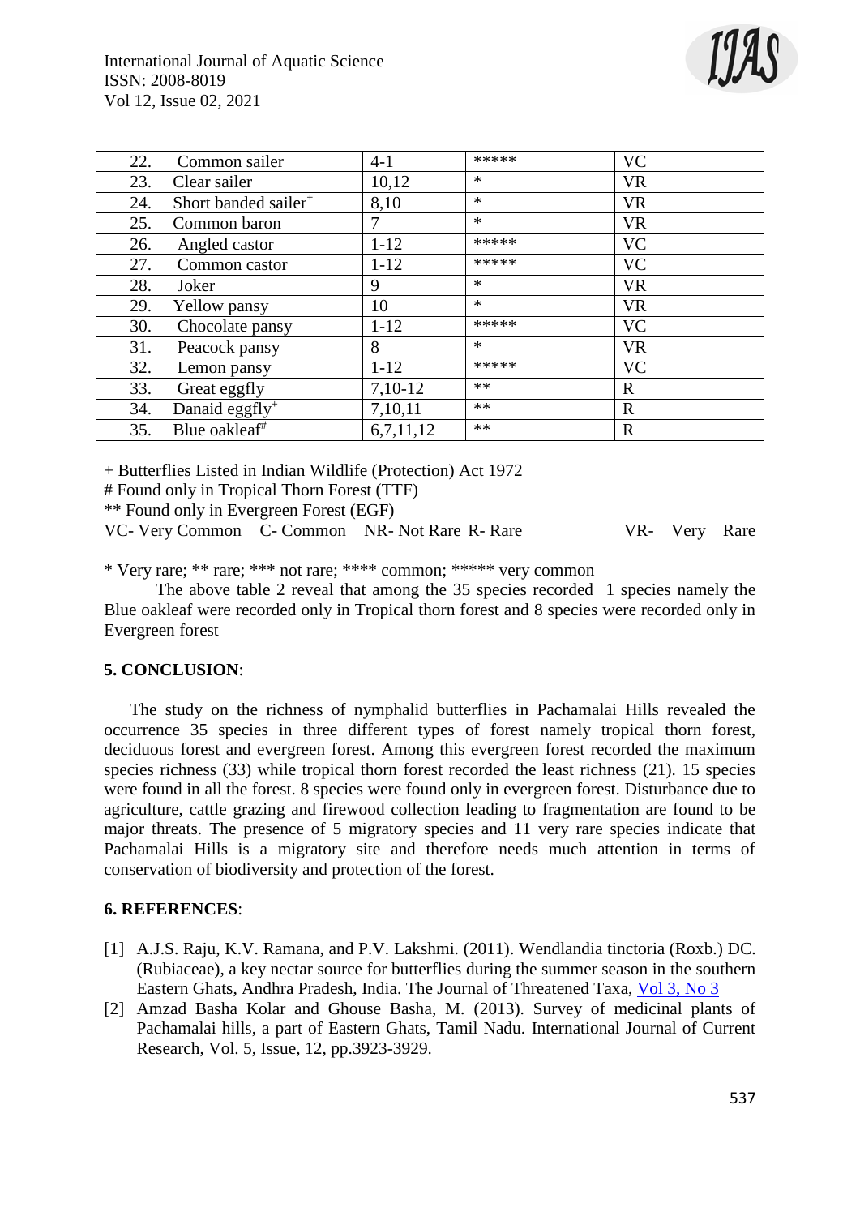| | | | | |
|---|---|---|---|---|
| 22. | Common sailer | 4-1 | ***** | VC |
| 23. | Clear sailer | 10,12 | * | VR |
| 24. | Short banded sailer+ | 8,10 | * | VR |
| 25. | Common baron | 7 | * | VR |
| 26. | Angled castor | 1-12 | ***** | VC |
| 27. | Common castor | 1-12 | ***** | VC |
| 28. | Joker | 9 | * | VR |
| 29. | Yellow pansy | 10 | * | VR |
| 30. | Chocolate pansy | 1-12 | ***** | VC |
| 31. | Peacock pansy | 8 | * | VR |
| 32. | Lemon pansy | 1-12 | ***** | VC |
| 33. | Great eggfly | 7,10-12 | ** | R |
| 34. | Danaid eggfly+ | 7,10,11 | ** | R |
| 35. | Blue oakleaf# | 6,7,11,12 | ** | R |

+ Butterflies Listed in Indian Wildlife (Protection) Act 1972

# Found only in Tropical Thorn Forest (TTF)

** Found only in Evergreen Forest (EGF)

VC- Very Common C- Common NR- Not Rare R- Rare VR- Very Rare

* Very rare; ** rare; *** not rare; **** common; ***** very common

The above table 2 reveal that among the 35 species recorded 1 species namely the Blue oakleaf were recorded only in Tropical thorn forest and 8 species were recorded only in Evergreen forest

## 5. CONCLUSION:

The study on the richness of nymphalid butterflies in Pachamalai Hills revealed the occurrence 35 species in three different types of forest namely tropical thorn forest, deciduous forest and evergreen forest. Among this evergreen forest recorded the maximum species richness (33) while tropical thorn forest recorded the least richness (21). 15 species were found in all the forest. 8 species were found only in evergreen forest. Disturbance due to agriculture, cattle grazing and firewood collection leading to fragmentation are found to be major threats. The presence of 5 migratory species and 11 very rare species indicate that Pachamalai Hills is a migratory site and therefore needs much attention in terms of conservation of biodiversity and protection of the forest.

## 6. REFERENCES:

[1] A.J.S. Raju, K.V. Ramana, and P.V. Lakshmi. (2011). Wendlandia tinctoria (Roxb.) DC. (Rubiaceae), a key nectar source for butterflies during the summer season in the southern Eastern Ghats, Andhra Pradesh, India. The Journal of Threatened Taxa, Vol 3, No 3

[2] Amzad Basha Kolar and Ghouse Basha, M. (2013). Survey of medicinal plants of Pachamalai hills, a part of Eastern Ghats, Tamil Nadu. International Journal of Current Research, Vol. 5, Issue, 12, pp.3923-3929.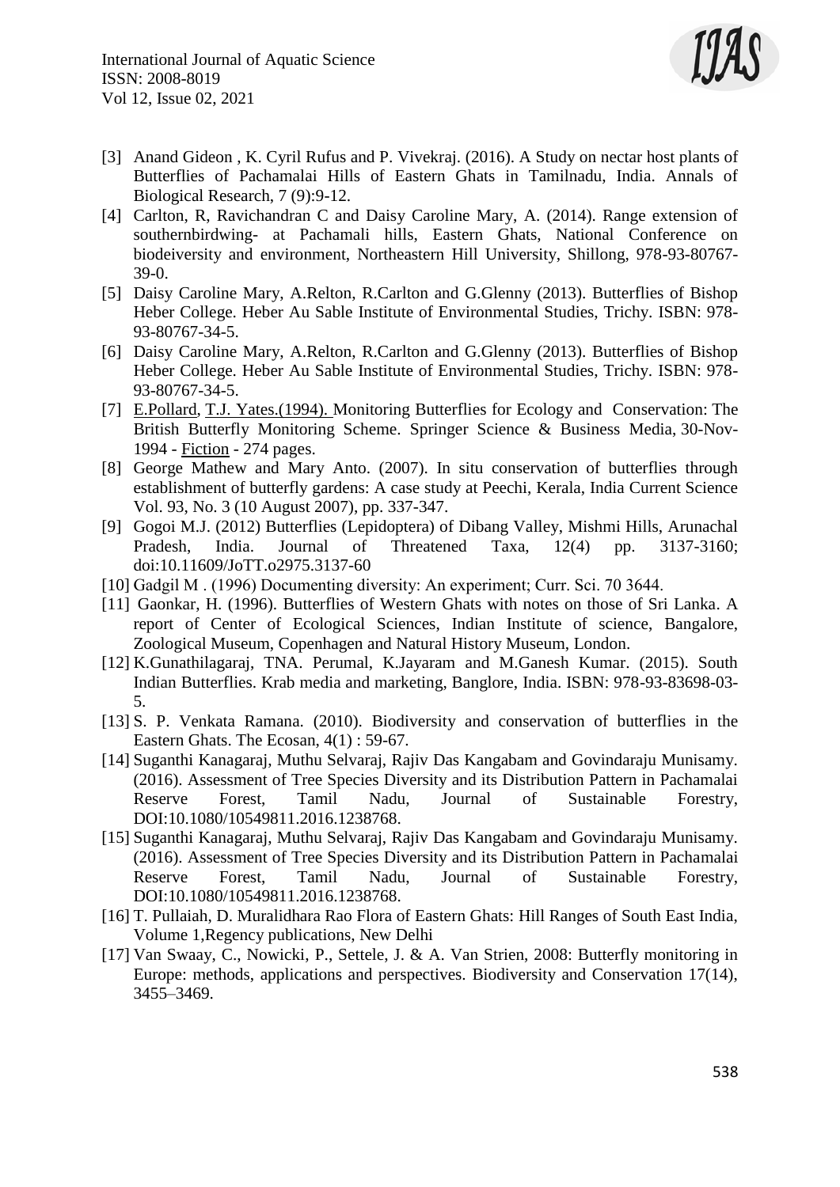[3] Anand Gideon , K. Cyril Rufus and P. Vivekraj. (2016). A Study on nectar host plants of Butterflies of Pachamalai Hills of Eastern Ghats in Tamilnadu, India. Annals of Biological Research, 7 (9):9-12.

[4] Carlton, R, Ravichandran C and Daisy Caroline Mary, A. (2014). Range extension of southernbirdwing- at Pachamali hills, Eastern Ghats, National Conference on biodeiversity and environment, Northeastern Hill University, Shillong, 978-93-80767-39-0.

[5] Daisy Caroline Mary, A.Relton, R.Carlton and G.Glenny (2013). Butterflies of Bishop Heber College. Heber Au Sable Institute of Environmental Studies, Trichy. ISBN: 978-93-80767-34-5.

[6] Daisy Caroline Mary, A.Relton, R.Carlton and G.Glenny (2013). Butterflies of Bishop Heber College. Heber Au Sable Institute of Environmental Studies, Trichy. ISBN: 978-93-80767-34-5.

[7] E.Pollard, T.J. Yates.(1994). Monitoring Butterflies for Ecology and Conservation: The British Butterfly Monitoring Scheme. Springer Science & Business Media, 30-Nov-1994 - Fiction - 274 pages.

[8] George Mathew and Mary Anto. (2007). In situ conservation of butterflies through establishment of butterfly gardens: A case study at Peechi, Kerala, India Current Science Vol. 93, No. 3 (10 August 2007), pp. 337-347.

[9] Gogoi M.J. (2012) Butterflies (Lepidoptera) of Dibang Valley, Mishmi Hills, Arunachal Pradesh, India. Journal of Threatened Taxa, 12(4) pp. 3137-3160; doi:10.11609/JoTT.o2975.3137-60

[10] Gadgil M . (1996) Documenting diversity: An experiment; Curr. Sci. 70 3644.

[11] Gaonkar, H. (1996). Butterflies of Western Ghats with notes on those of Sri Lanka. A report of Center of Ecological Sciences, Indian Institute of science, Bangalore, Zoological Museum, Copenhagen and Natural History Museum, London.

[12] K.Gunathilagaraj, TNA. Perumal, K.Jayaram and M.Ganesh Kumar. (2015). South Indian Butterflies. Krab media and marketing, Banglore, India. ISBN: 978-93-83698-03-5.

[13] S. P. Venkata Ramana. (2010). Biodiversity and conservation of butterflies in the Eastern Ghats. The Ecosan, 4(1) : 59-67.

[14] Suganthi Kanagaraj, Muthu Selvaraj, Rajiv Das Kangabam and Govindaraju Munisamy. (2016). Assessment of Tree Species Diversity and its Distribution Pattern in Pachamalai Reserve Forest, Tamil Nadu, Journal of Sustainable Forestry, DOI:10.1080/10549811.2016.1238768.

[15] Suganthi Kanagaraj, Muthu Selvaraj, Rajiv Das Kangabam and Govindaraju Munisamy. (2016). Assessment of Tree Species Diversity and its Distribution Pattern in Pachamalai Reserve Forest, Tamil Nadu, Journal of Sustainable Forestry, DOI:10.1080/10549811.2016.1238768.

[16] T. Pullaiah, D. Muralidhara Rao Flora of Eastern Ghats: Hill Ranges of South East India, Volume 1,Regency publications, New Delhi

[17] Van Swaay, C., Nowicki, P., Settele, J. & A. Van Strien, 2008: Butterfly monitoring in Europe: methods, applications and perspectives. Biodiversity and Conservation 17(14), 3455–3469.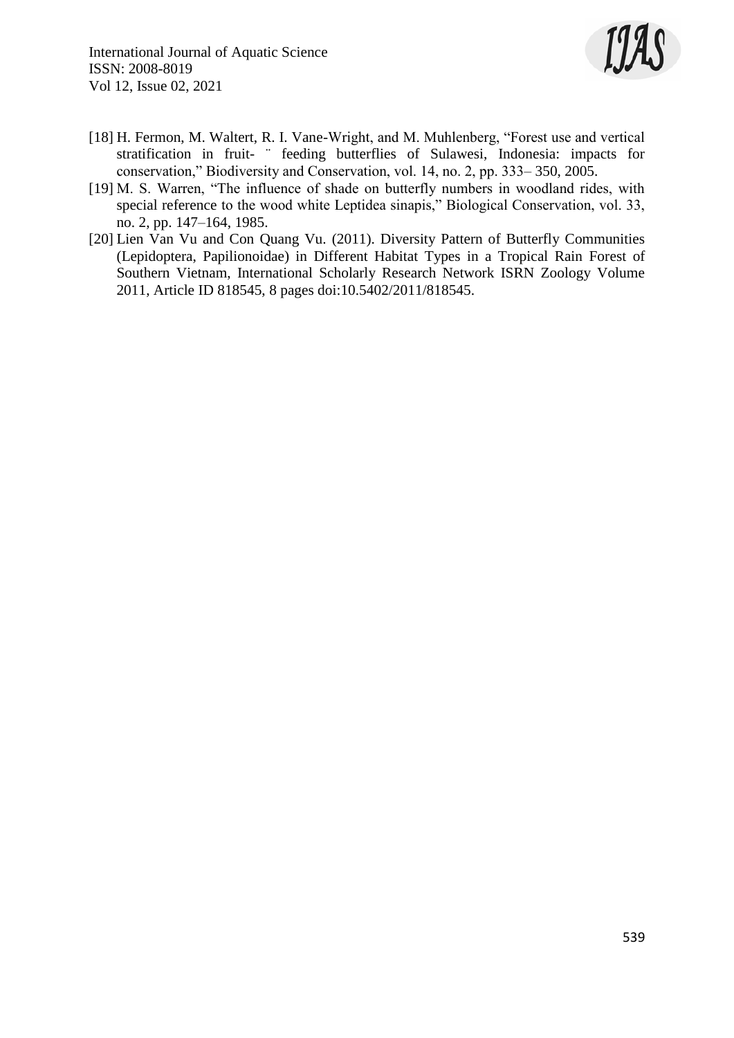[18] H. Fermon, M. Waltert, R. I. Vane-Wright, and M. Muhlenberg, "Forest use and vertical stratification in fruit- ¨ feeding butterflies of Sulawesi, Indonesia: impacts for conservation," Biodiversity and Conservation, vol. 14, no. 2, pp. 333– 350, 2005.

[19] M. S. Warren, "The influence of shade on butterfly numbers in woodland rides, with special reference to the wood white Leptidea sinapis," Biological Conservation, vol. 33, no. 2, pp. 147–164, 1985.

[20] Lien Van Vu and Con Quang Vu. (2011). Diversity Pattern of Butterfly Communities (Lepidoptera, Papilionoidae) in Different Habitat Types in a Tropical Rain Forest of Southern Vietnam, International Scholarly Research Network ISRN Zoology Volume 2011, Article ID 818545, 8 pages doi:10.5402/2011/818545.